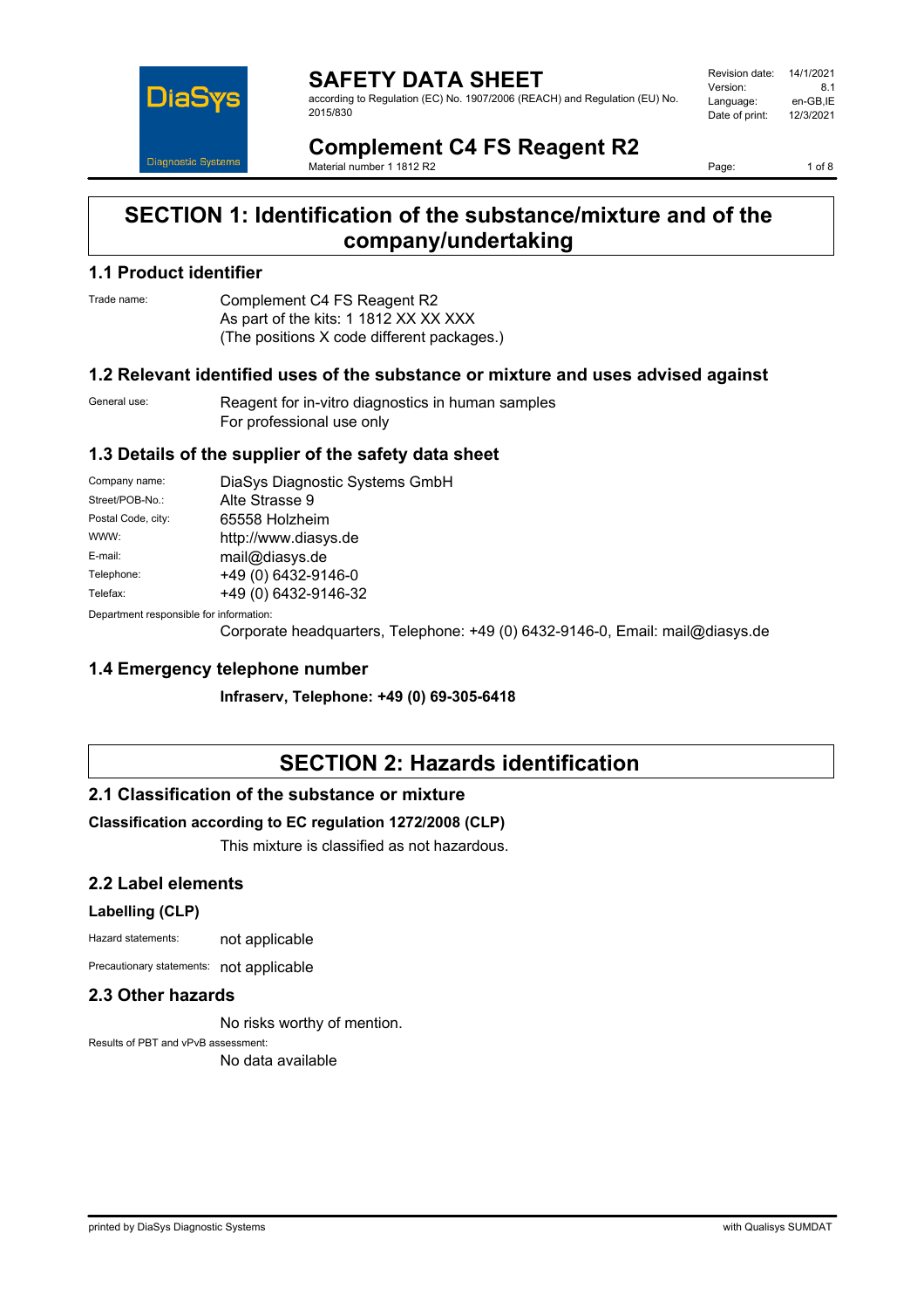# SAFETY DATA SHEET

according to Regulation (EC) No. 1907/2006 (REACH) and Regulation (EU) No. 2015/830

| | |
|---|---|
| Revision date: | 14/1/2021 |
| Version: | 8.1 |
| Language: | en-GB,IE |
| Date of print: | 12/3/2021 |

# Complement C4 FS Reagent R2

Material number 1 1812 R2

## SECTION 1: Identification of the substance/mixture and of the company/undertaking

### 1.1 Product identifier

Trade name: Complement C4 FS Reagent R2
As part of the kits: 1 1812 XX XX XXX
(The positions X code different packages.)

### 1.2 Relevant identified uses of the substance or mixture and uses advised against

General use: Reagent for in-vitro diagnostics in human samples
For professional use only

### 1.3 Details of the supplier of the safety data sheet

| | |
|---|---|
| Company name: | DiaSys Diagnostic Systems GmbH |
| Street/POB-No.: | Alte Strasse 9 |
| Postal Code, city: | 65558 Holzheim |
| WWW: | http://www.diasys.de |
| E-mail: | mail@diasys.de |
| Telephone: | +49 (0) 6432-9146-0 |
| Telefax: | +49 (0) 6432-9146-32 |

Department responsible for information:
Corporate headquarters, Telephone: +49 (0) 6432-9146-0, Email: mail@diasys.de

### 1.4 Emergency telephone number

**Infraserv, Telephone: +49 (0) 69-305-6418**

## SECTION 2: Hazards identification

### 2.1 Classification of the substance or mixture

**Classification according to EC regulation 1272/2008 (CLP)**

This mixture is classified as not hazardous.

### 2.2 Label elements

**Labelling (CLP)**

Hazard statements: not applicable

Precautionary statements: not applicable

### 2.3 Other hazards

No risks worthy of mention.

Results of PBT and vPvB assessment:
No data available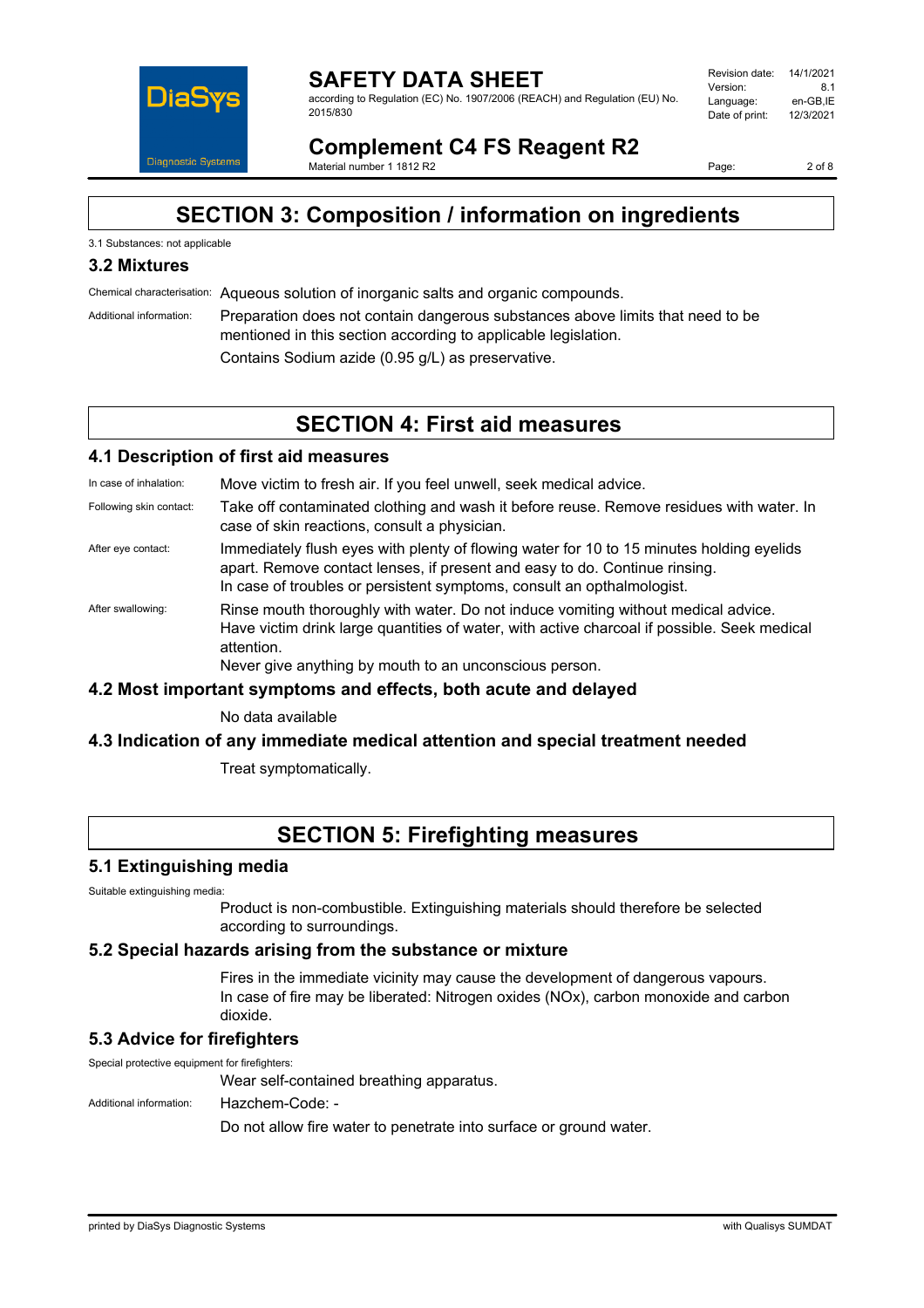# SECTION 3: Composition / information on ingredients

3.1 Substances: not applicable

## 3.2 Mixtures

Chemical characterisation: Aqueous solution of inorganic salts and organic compounds.

Additional information: Preparation does not contain dangerous substances above limits that need to be mentioned in this section according to applicable legislation.

Contains Sodium azide (0.95 g/L) as preservative.

# SECTION 4: First aid measures

## 4.1 Description of first aid measures

In case of inhalation: Move victim to fresh air. If you feel unwell, seek medical advice.

Following skin contact: Take off contaminated clothing and wash it before reuse. Remove residues with water. In case of skin reactions, consult a physician.

After eye contact: Immediately flush eyes with plenty of flowing water for 10 to 15 minutes holding eyelids apart. Remove contact lenses, if present and easy to do. Continue rinsing. In case of troubles or persistent symptoms, consult an opthalmologist.

After swallowing: Rinse mouth thoroughly with water. Do not induce vomiting without medical advice. Have victim drink large quantities of water, with active charcoal if possible. Seek medical attention.

Never give anything by mouth to an unconscious person.

## 4.2 Most important symptoms and effects, both acute and delayed

No data available

## 4.3 Indication of any immediate medical attention and special treatment needed

Treat symptomatically.

# SECTION 5: Firefighting measures

## 5.1 Extinguishing media

Suitable extinguishing media:

Product is non-combustible. Extinguishing materials should therefore be selected according to surroundings.

## 5.2 Special hazards arising from the substance or mixture

Fires in the immediate vicinity may cause the development of dangerous vapours. In case of fire may be liberated: Nitrogen oxides (NOx), carbon monoxide and carbon dioxide.

## 5.3 Advice for firefighters

Special protective equipment for firefighters:

Wear self-contained breathing apparatus.

Additional information: Hazchem-Code: -

Do not allow fire water to penetrate into surface or ground water.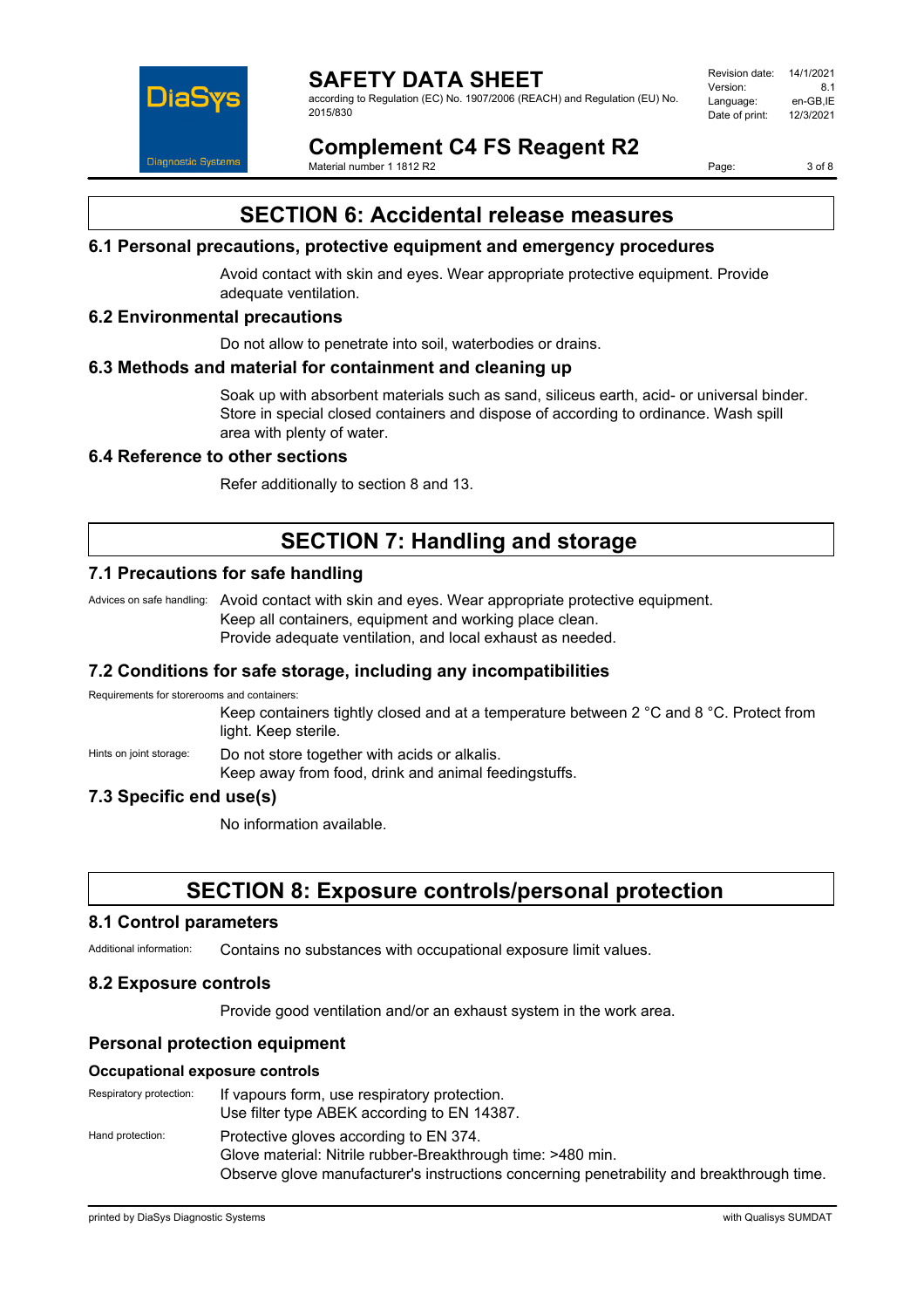## SECTION 6: Accidental release measures

### 6.1 Personal precautions, protective equipment and emergency procedures

Avoid contact with skin and eyes. Wear appropriate protective equipment. Provide adequate ventilation.

### 6.2 Environmental precautions

Do not allow to penetrate into soil, waterbodies or drains.

### 6.3 Methods and material for containment and cleaning up

Soak up with absorbent materials such as sand, siliceus earth, acid- or universal binder. Store in special closed containers and dispose of according to ordinance. Wash spill area with plenty of water.

### 6.4 Reference to other sections

Refer additionally to section 8 and 13.

## SECTION 7: Handling and storage

### 7.1 Precautions for safe handling

Advices on safe handling: Avoid contact with skin and eyes. Wear appropriate protective equipment.
Keep all containers, equipment and working place clean.
Provide adequate ventilation, and local exhaust as needed.

### 7.2 Conditions for safe storage, including any incompatibilities

Requirements for storerooms and containers:

Keep containers tightly closed and at a temperature between 2 °C and 8 °C. Protect from light. Keep sterile.

Hints on joint storage: Do not store together with acids or alkalis.
Keep away from food, drink and animal feedingstuffs.

### 7.3 Specific end use(s)

No information available.

## SECTION 8: Exposure controls/personal protection

### 8.1 Control parameters

Additional information: Contains no substances with occupational exposure limit values.

### 8.2 Exposure controls

Provide good ventilation and/or an exhaust system in the work area.

### Personal protection equipment

#### Occupational exposure controls

Respiratory protection: If vapours form, use respiratory protection.
Use filter type ABEK according to EN 14387.

Hand protection: Protective gloves according to EN 374.
Glove material: Nitrile rubber-Breakthrough time: >480 min.
Observe glove manufacturer's instructions concerning penetrability and breakthrough time.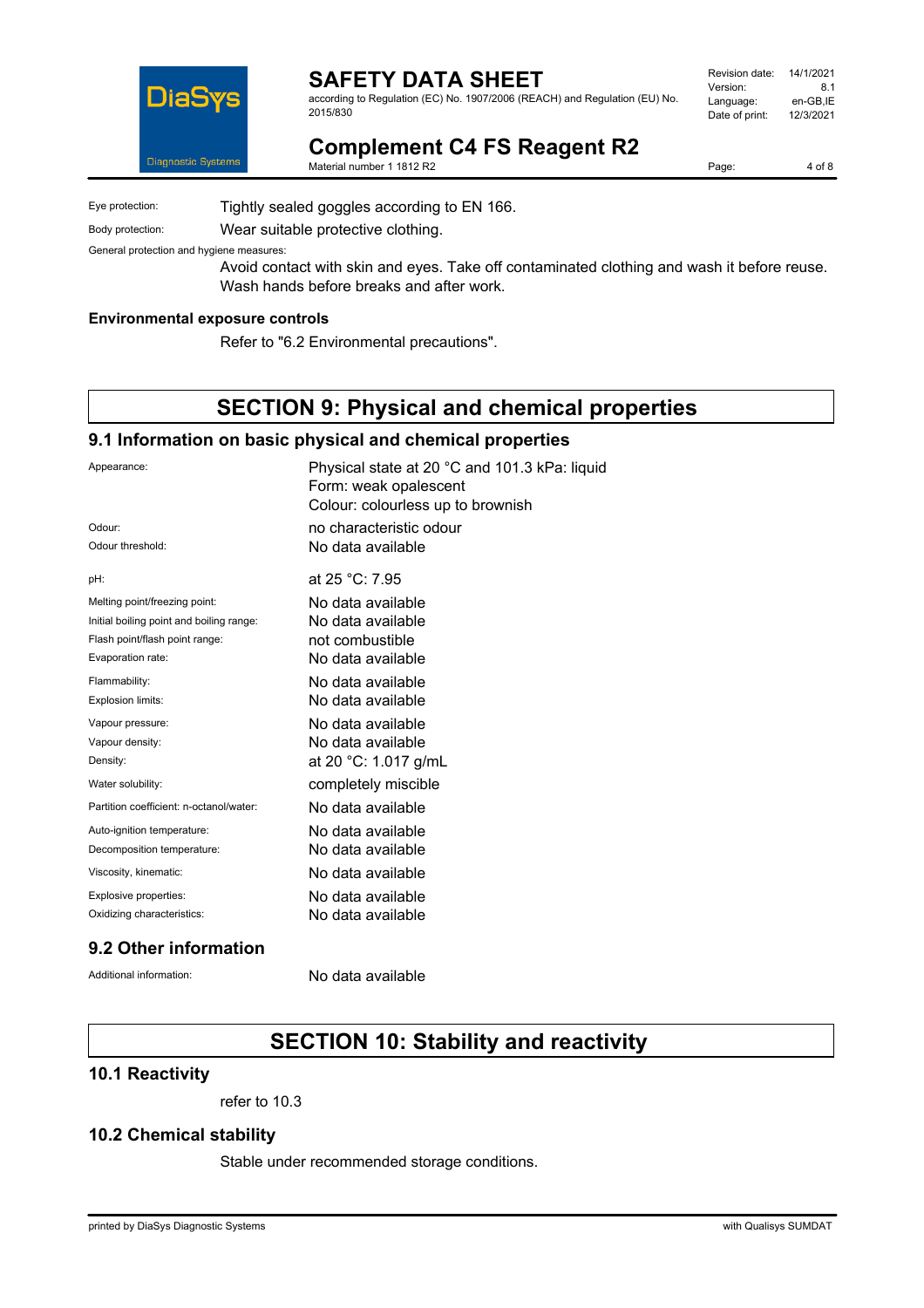Eye protection: Tightly sealed goggles according to EN 166.

Body protection: Wear suitable protective clothing.

General protection and hygiene measures:

Avoid contact with skin and eyes. Take off contaminated clothing and wash it before reuse. Wash hands before breaks and after work.

**Environmental exposure controls**

Refer to "6.2 Environmental precautions".

# SECTION 9: Physical and chemical properties

## 9.1 Information on basic physical and chemical properties

| | |
|---|---|
| Appearance: | Physical state at 20 °C and 101.3 kPa: liquid<br>Form: weak opalescent<br>Colour: colourless up to brownish |
| Odour: | no characteristic odour |
| Odour threshold: | No data available |
| pH: | at 25 °C: 7.95 |
| Melting point/freezing point: | No data available |
| Initial boiling point and boiling range: | No data available |
| Flash point/flash point range: | not combustible |
| Evaporation rate: | No data available |
| Flammability: | No data available |
| Explosion limits: | No data available |
| Vapour pressure: | No data available |
| Vapour density: | No data available |
| Density: | at 20 °C: 1.017 g/mL |
| Water solubility: | completely miscible |
| Partition coefficient: n-octanol/water: | No data available |
| Auto-ignition temperature: | No data available |
| Decomposition temperature: | No data available |
| Viscosity, kinematic: | No data available |
| Explosive properties: | No data available |
| Oxidizing characteristics: | No data available |

## 9.2 Other information

Additional information: No data available

# SECTION 10: Stability and reactivity

## 10.1 Reactivity

refer to 10.3

## 10.2 Chemical stability

Stable under recommended storage conditions.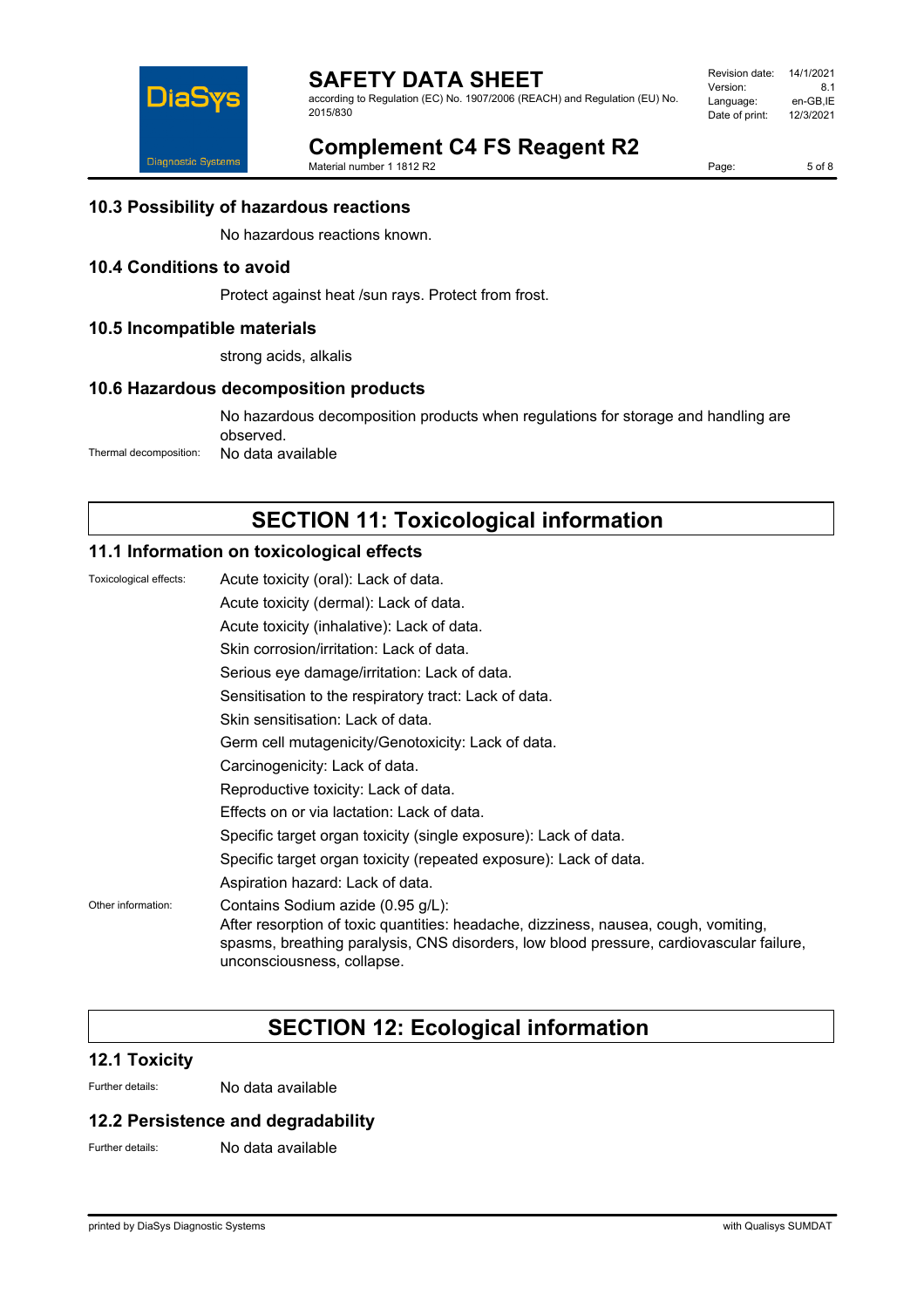### 10.3 Possibility of hazardous reactions

No hazardous reactions known.

### 10.4 Conditions to avoid

Protect against heat /sun rays. Protect from frost.

### 10.5 Incompatible materials

strong acids, alkalis

### 10.6 Hazardous decomposition products

No hazardous decomposition products when regulations for storage and handling are observed.

Thermal decomposition: No data available

## SECTION 11: Toxicological information

### 11.1 Information on toxicological effects

Toxicological effects:

Acute toxicity (oral): Lack of data.

Acute toxicity (dermal): Lack of data.

Acute toxicity (inhalative): Lack of data.

Skin corrosion/irritation: Lack of data.

Serious eye damage/irritation: Lack of data.

Sensitisation to the respiratory tract: Lack of data.

Skin sensitisation: Lack of data.

Germ cell mutagenicity/Genotoxicity: Lack of data.

Carcinogenicity: Lack of data.

Reproductive toxicity: Lack of data.

Effects on or via lactation: Lack of data.

Specific target organ toxicity (single exposure): Lack of data.

Specific target organ toxicity (repeated exposure): Lack of data.

Aspiration hazard: Lack of data.

Other information:

Contains Sodium azide (0.95 g/L):
After resorption of toxic quantities: headache, dizziness, nausea, cough, vomiting, spasms, breathing paralysis, CNS disorders, low blood pressure, cardiovascular failure, unconsciousness, collapse.

## SECTION 12: Ecological information

### 12.1 Toxicity

Further details: No data available

### 12.2 Persistence and degradability

Further details: No data available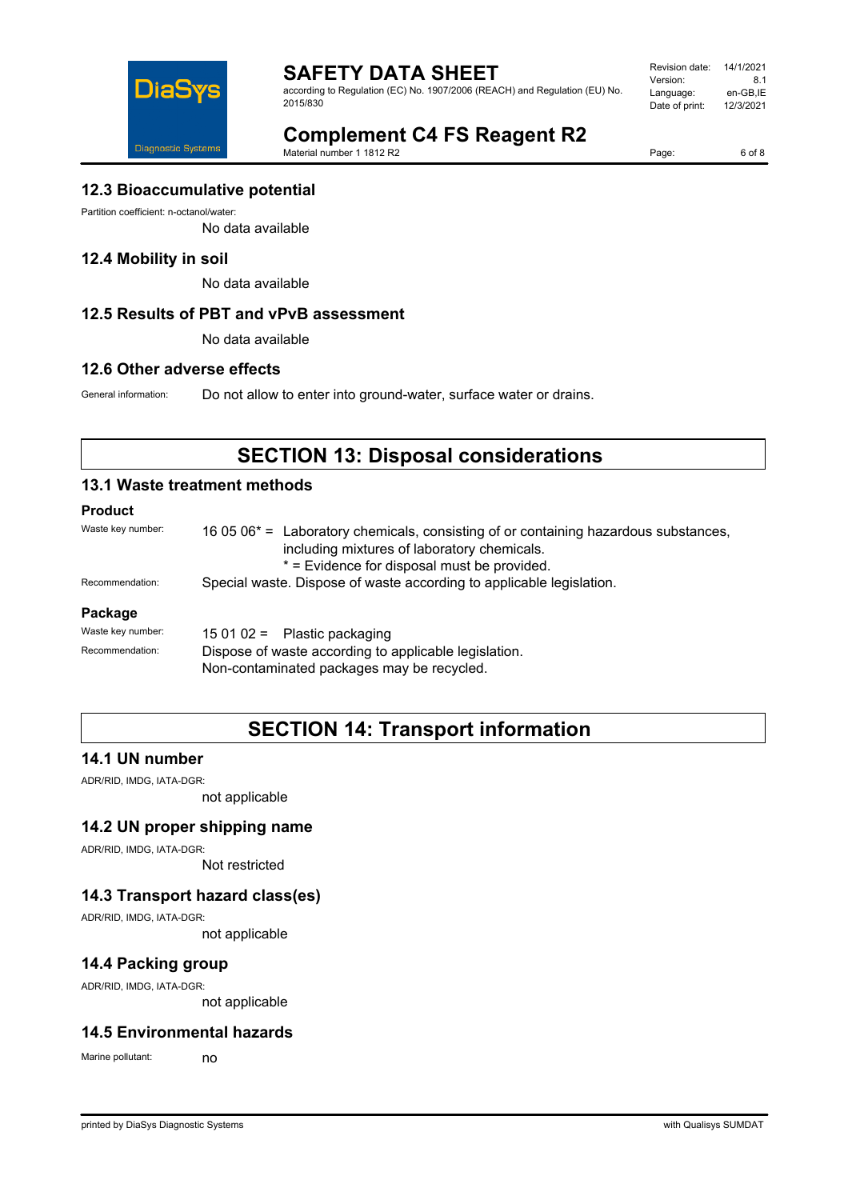### 12.3 Bioaccumulative potential

Partition coefficient: n-octanol/water:

No data available

### 12.4 Mobility in soil

No data available

### 12.5 Results of PBT and vPvB assessment

No data available

### 12.6 Other adverse effects

General information: Do not allow to enter into ground-water, surface water or drains.

## SECTION 13: Disposal considerations

### 13.1 Waste treatment methods

**Product**

Waste key number: 16 05 06* = Laboratory chemicals, consisting of or containing hazardous substances, including mixtures of laboratory chemicals.
* = Evidence for disposal must be provided.

Recommendation: Special waste. Dispose of waste according to applicable legislation.

**Package**

Waste key number: 15 01 02 = Plastic packaging

Recommendation: Dispose of waste according to applicable legislation.
Non-contaminated packages may be recycled.

## SECTION 14: Transport information

### 14.1 UN number

ADR/RID, IMDG, IATA-DGR:

not applicable

### 14.2 UN proper shipping name

ADR/RID, IMDG, IATA-DGR:

Not restricted

### 14.3 Transport hazard class(es)

ADR/RID, IMDG, IATA-DGR:

not applicable

### 14.4 Packing group

ADR/RID, IMDG, IATA-DGR:

not applicable

### 14.5 Environmental hazards

Marine pollutant: no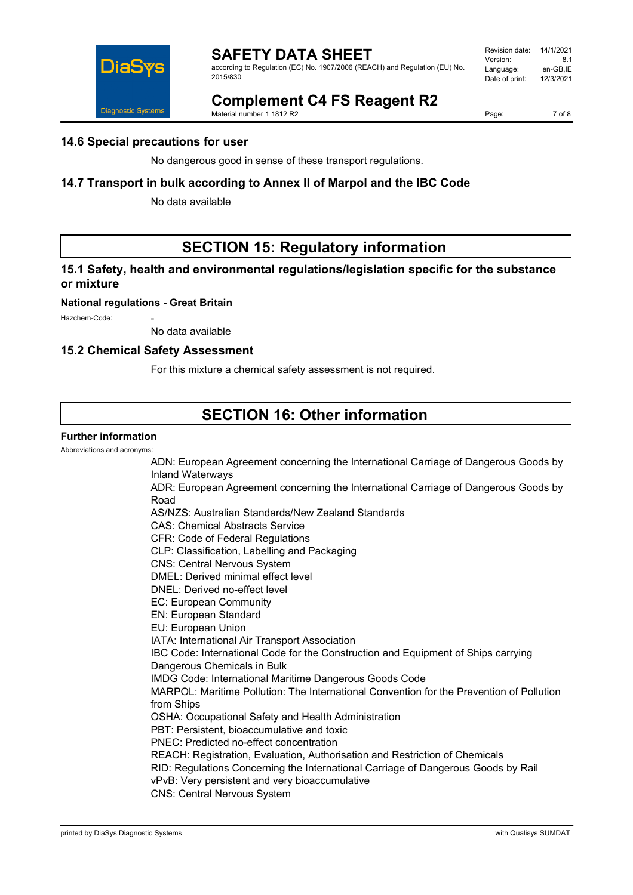### 14.6 Special precautions for user

No dangerous good in sense of these transport regulations.

### 14.7 Transport in bulk according to Annex II of Marpol and the IBC Code

No data available

## SECTION 15: Regulatory information

### 15.1 Safety, health and environmental regulations/legislation specific for the substance or mixture

**National regulations - Great Britain**

Hazchem-Code: -

No data available

### 15.2 Chemical Safety Assessment

For this mixture a chemical safety assessment is not required.

## SECTION 16: Other information

**Further information**

Abbreviations and acronyms:

ADN: European Agreement concerning the International Carriage of Dangerous Goods by Inland Waterways
ADR: European Agreement concerning the International Carriage of Dangerous Goods by Road
AS/NZS: Australian Standards/New Zealand Standards
CAS: Chemical Abstracts Service
CFR: Code of Federal Regulations
CLP: Classification, Labelling and Packaging
CNS: Central Nervous System
DMEL: Derived minimal effect level
DNEL: Derived no-effect level
EC: European Community
EN: European Standard
EU: European Union
IATA: International Air Transport Association
IBC Code: International Code for the Construction and Equipment of Ships carrying Dangerous Chemicals in Bulk
IMDG Code: International Maritime Dangerous Goods Code
MARPOL: Maritime Pollution: The International Convention for the Prevention of Pollution from Ships
OSHA: Occupational Safety and Health Administration
PBT: Persistent, bioaccumulative and toxic
PNEC: Predicted no-effect concentration
REACH: Registration, Evaluation, Authorisation and Restriction of Chemicals
RID: Regulations Concerning the International Carriage of Dangerous Goods by Rail
vPvB: Very persistent and very bioaccumulative
CNS: Central Nervous System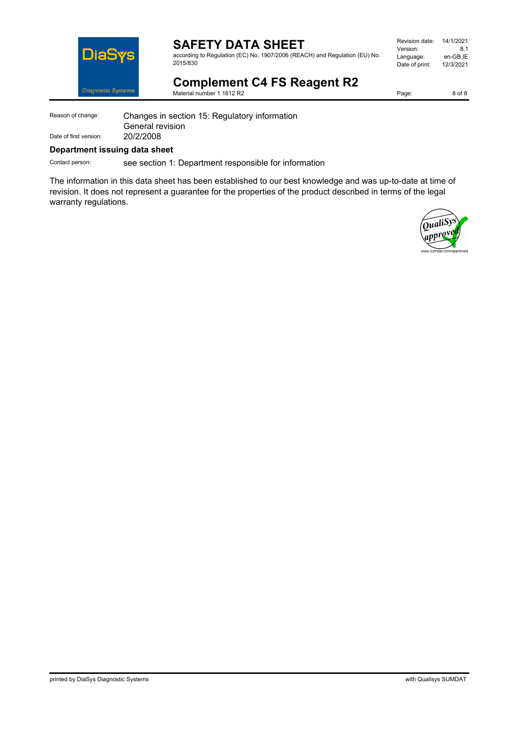Reason of change: Changes in section 15: Regulatory information
General revision

Date of first version: 20/2/2008

### Department issuing data sheet

Contact person: see section 1: Department responsible for information

The information in this data sheet has been established to our best knowledge and was up-to-date at time of revision. It does not represent a guarantee for the properties of the product described in terms of the legal warranty regulations.